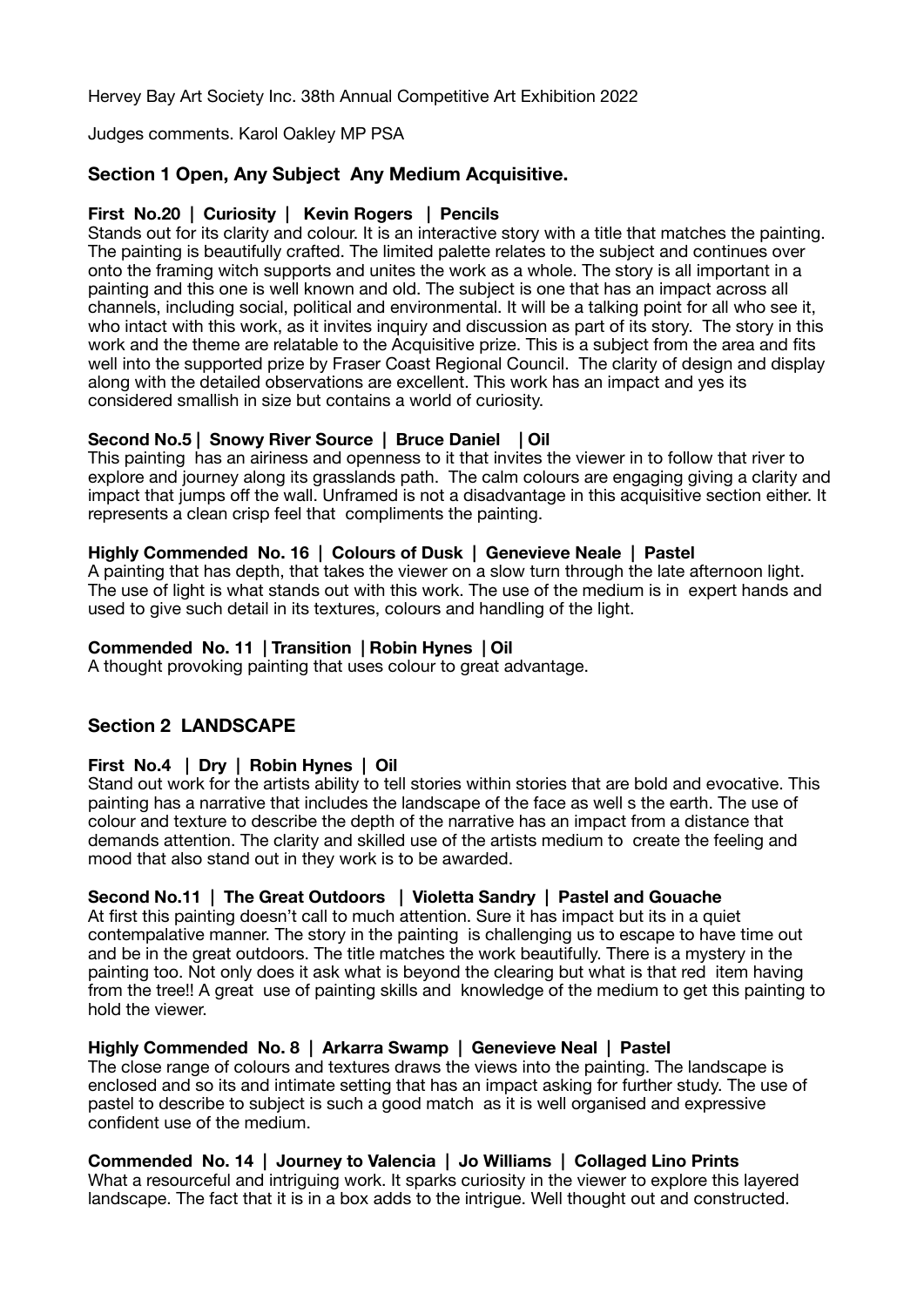Hervey Bay Art Society Inc. 38th Annual Competitive Art Exhibition 2022

Judges comments. Karol Oakley MP PSA

## Section 1 Open, Any Subject Any Medium Acquisitive.

**First No.20 | Curiosity | Kevin Rogers | Pencils**

Stands out for its clarity and colour. It is an interactive story with a title that matches the painting. The painting is beautifully crafted. The limited palette relates to the subject and continues over onto the framing witch supports and unites the work as a whole. The story is all important in a painting and this one is well known and old. The subject is one that has an impact across all channels, including social, political and environmental. It will be a talking point for all who see it, who intact with this work, as it invites inquiry and discussion as part of its story. The story in this work and the theme are relatable to the Acquisitive prize. This is a subject from the area and fits well into the supported prize by Fraser Coast Regional Council. The clarity of design and display along with the detailed observations are excellent. This work has an impact and yes its considered smallish in size but contains a world of curiosity.

**Second No.5 | Snowy River Source | Bruce Daniel | Oil**

This painting has an airiness and openness to it that invites the viewer in to follow that river to explore and journey along its grasslands path. The calm colours are engaging giving a clarity and impact that jumps off the wall. Unframed is not a disadvantage in this acquisitive section either. It represents a clean crisp feel that compliments the painting.

**Highly Commended No. 16 | Colours of Dusk | Genevieve Neale | Pastel**

A painting that has depth, that takes the viewer on a slow turn through the late afternoon light. The use of light is what stands out with this work. The use of the medium is in expert hands and used to give such detail in its textures, colours and handling of the light.

**Commended No. 11 | Transition | Robin Hynes | Oil**

A thought provoking painting that uses colour to great advantage.

## Section 2 LANDSCAPE

**First No.4 | Dry | Robin Hynes | Oil**

Stand out work for the artists ability to tell stories within stories that are bold and evocative. This painting has a narrative that includes the landscape of the face as well s the earth. The use of colour and texture to describe the depth of the narrative has an impact from a distance that demands attention. The clarity and skilled use of the artists medium to create the feeling and mood that also stand out in they work is to be awarded.

**Second No.11 | The Great Outdoors | Violetta Sandry | Pastel and Gouache**

At first this painting doesn't call to much attention. Sure it has impact but its in a quiet contempalative manner. The story in the painting is challenging us to escape to have time out and be in the great outdoors. The title matches the work beautifully. There is a mystery in the painting too. Not only does it ask what is beyond the clearing but what is that red item having from the tree!! A great use of painting skills and knowledge of the medium to get this painting to hold the viewer.

**Highly Commended No. 8 | Arkarra Swamp | Genevieve Neal | Pastel**

The close range of colours and textures draws the views into the painting. The landscape is enclosed and so its and intimate setting that has an impact asking for further study. The use of pastel to describe to subject is such a good match as it is well organised and expressive confident use of the medium.

**Commended No. 14 | Journey to Valencia | Jo Williams | Collaged Lino Prints**

What a resourceful and intriguing work. It sparks curiosity in the viewer to explore this layered landscape. The fact that it is in a box adds to the intrigue. Well thought out and constructed.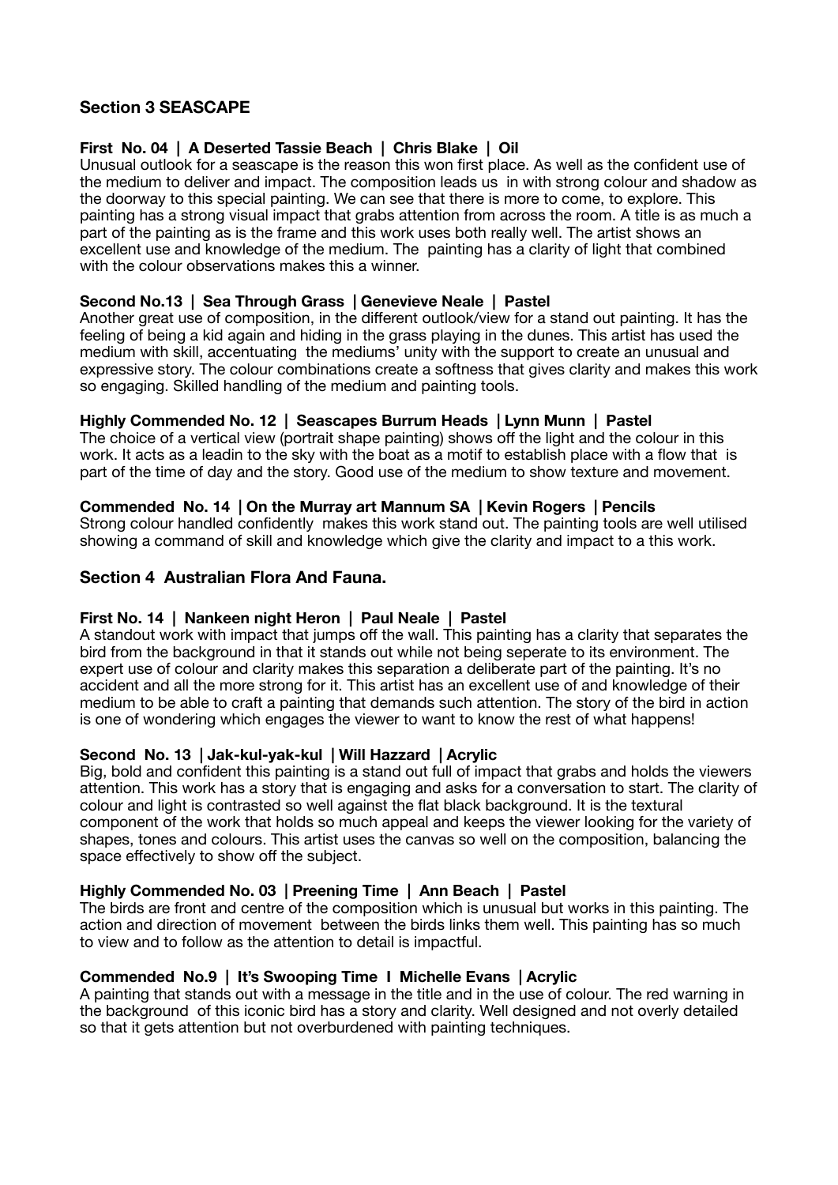## Section 3 SEASCAPE

**First No. 04 | A Deserted Tassie Beach | Chris Blake | Oil**

Unusual outlook for a seascape is the reason this won first place. As well as the confident use of the medium to deliver and impact. The composition leads us in with strong colour and shadow as the doorway to this special painting. We can see that there is more to come, to explore. This painting has a strong visual impact that grabs attention from across the room. A title is as much a part of the painting as is the frame and this work uses both really well. The artist shows an excellent use and knowledge of the medium. The painting has a clarity of light that combined with the colour observations makes this a winner.

**Second No.13 | Sea Through Grass | Genevieve Neale | Pastel**

Another great use of composition, in the different outlook/view for a stand out painting. It has the feeling of being a kid again and hiding in the grass playing in the dunes. This artist has used the medium with skill, accentuating the mediums' unity with the support to create an unusual and expressive story. The colour combinations create a softness that gives clarity and makes this work so engaging. Skilled handling of the medium and painting tools.

**Highly Commended No. 12 | Seascapes Burrum Heads | Lynn Munn | Pastel**

The choice of a vertical view (portrait shape painting) shows off the light and the colour in this work. It acts as a leadin to the sky with the boat as a motif to establish place with a flow that is part of the time of day and the story. Good use of the medium to show texture and movement.

**Commended No. 14 | On the Murray art Mannum SA | Kevin Rogers | Pencils**

Strong colour handled confidently makes this work stand out. The painting tools are well utilised showing a command of skill and knowledge which give the clarity and impact to a this work.

## Section 4 Australian Flora And Fauna.

**First No. 14 | Nankeen night Heron | Paul Neale | Pastel**

A standout work with impact that jumps off the wall. This painting has a clarity that separates the bird from the background in that it stands out while not being seperate to its environment. The expert use of colour and clarity makes this separation a deliberate part of the painting. It's no accident and all the more strong for it. This artist has an excellent use of and knowledge of their medium to be able to craft a painting that demands such attention. The story of the bird in action is one of wondering which engages the viewer to want to know the rest of what happens!

**Second No. 13 | Jak-kul-yak-kul | Will Hazzard | Acrylic**

Big, bold and confident this painting is a stand out full of impact that grabs and holds the viewers attention. This work has a story that is engaging and asks for a conversation to start. The clarity of colour and light is contrasted so well against the flat black background. It is the textural component of the work that holds so much appeal and keeps the viewer looking for the variety of shapes, tones and colours. This artist uses the canvas so well on the composition, balancing the space effectively to show off the subject.

**Highly Commended No. 03 | Preening Time | Ann Beach | Pastel**

The birds are front and centre of the composition which is unusual but works in this painting. The action and direction of movement between the birds links them well. This painting has so much to view and to follow as the attention to detail is impactful.

**Commended No.9 | It's Swooping Time I Michelle Evans | Acrylic**

A painting that stands out with a message in the title and in the use of colour. The red warning in the background of this iconic bird has a story and clarity. Well designed and not overly detailed so that it gets attention but not overburdened with painting techniques.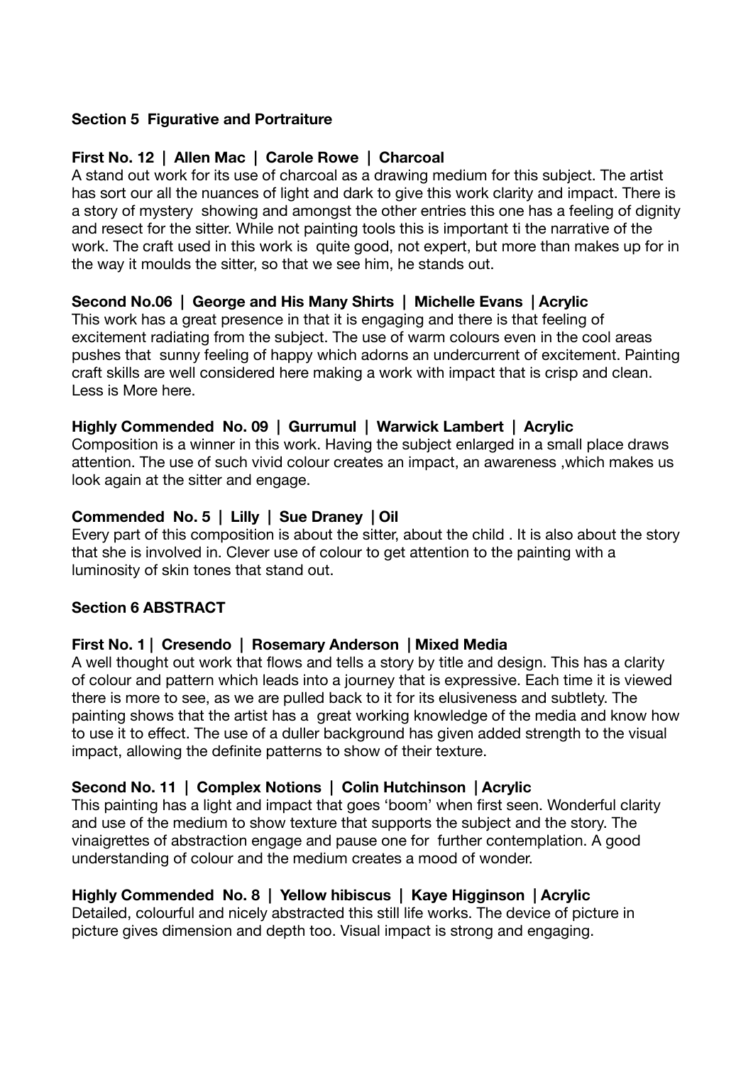**Section 5 Figurative and Portraiture**

**First No. 12 | Allen Mac | Carole Rowe | Charcoal**
A stand out work for its use of charcoal as a drawing medium for this subject. The artist has sort our all the nuances of light and dark to give this work clarity and impact. There is a story of mystery showing and amongst the other entries this one has a feeling of dignity and resect for the sitter. While not painting tools this is important ti the narrative of the work. The craft used in this work is quite good, not expert, but more than makes up for in the way it moulds the sitter, so that we see him, he stands out.

**Second No.06 | George and His Many Shirts | Michelle Evans | Acrylic**
This work has a great presence in that it is engaging and there is that feeling of excitement radiating from the subject. The use of warm colours even in the cool areas pushes that sunny feeling of happy which adorns an undercurrent of excitement. Painting craft skills are well considered here making a work with impact that is crisp and clean. Less is More here.

**Highly Commended No. 09 | Gurrumul | Warwick Lambert | Acrylic**
Composition is a winner in this work. Having the subject enlarged in a small place draws attention. The use of such vivid colour creates an impact, an awareness ,which makes us look again at the sitter and engage.

**Commended No. 5 | Lilly | Sue Draney | Oil**
Every part of this composition is about the sitter, about the child . It is also about the story that she is involved in. Clever use of colour to get attention to the painting with a luminosity of skin tones that stand out.

**Section 6 ABSTRACT**

**First No. 1 | Cresendo | Rosemary Anderson | Mixed Media**
A well thought out work that flows and tells a story by title and design. This has a clarity of colour and pattern which leads into a journey that is expressive. Each time it is viewed there is more to see, as we are pulled back to it for its elusiveness and subtlety. The painting shows that the artist has a great working knowledge of the media and know how to use it to effect. The use of a duller background has given added strength to the visual impact, allowing the definite patterns to show of their texture.

**Second No. 11 | Complex Notions | Colin Hutchinson | Acrylic**
This painting has a light and impact that goes 'boom' when first seen. Wonderful clarity and use of the medium to show texture that supports the subject and the story. The vinaigrettes of abstraction engage and pause one for further contemplation. A good understanding of colour and the medium creates a mood of wonder.

**Highly Commended No. 8 | Yellow hibiscus | Kaye Higginson | Acrylic**
Detailed, colourful and nicely abstracted this still life works. The device of picture in picture gives dimension and depth too. Visual impact is strong and engaging.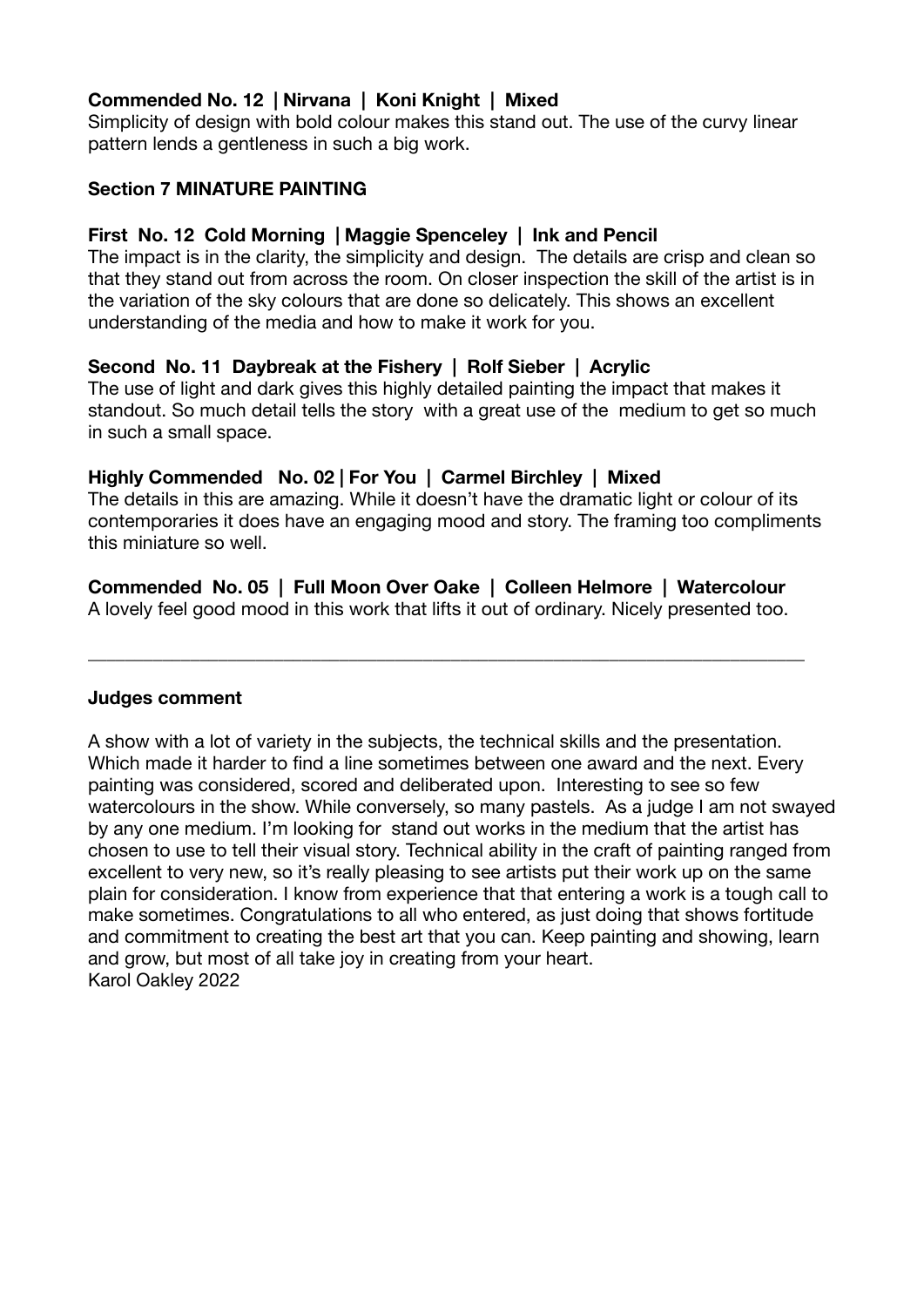**Commended No. 12 | Nirvana | Koni Knight | Mixed**
Simplicity of design with bold colour makes this stand out. The use of the curvy linear pattern lends a gentleness in such a big work.

**Section 7 MINATURE PAINTING**

**First No. 12 Cold Morning | Maggie Spenceley | Ink and Pencil**
The impact is in the clarity, the simplicity and design. The details are crisp and clean so that they stand out from across the room. On closer inspection the skill of the artist is in the variation of the sky colours that are done so delicately. This shows an excellent understanding of the media and how to make it work for you.

**Second No. 11 Daybreak at the Fishery | Rolf Sieber | Acrylic**
The use of light and dark gives this highly detailed painting the impact that makes it standout. So much detail tells the story with a great use of the medium to get so much in such a small space.

**Highly Commended No. 02 | For You | Carmel Birchley | Mixed**
The details in this are amazing. While it doesn't have the dramatic light or colour of its contemporaries it does have an engaging mood and story. The framing too compliments this miniature so well.

**Commended No. 05 | Full Moon Over Oake | Colleen Helmore | Watercolour**
A lovely feel good mood in this work that lifts it out of ordinary. Nicely presented too.

---

**Judges comment**

A show with a lot of variety in the subjects, the technical skills and the presentation. Which made it harder to find a line sometimes between one award and the next. Every painting was considered, scored and deliberated upon. Interesting to see so few watercolours in the show. While conversely, so many pastels. As a judge I am not swayed by any one medium. I'm looking for stand out works in the medium that the artist has chosen to use to tell their visual story. Technical ability in the craft of painting ranged from excellent to very new, so it's really pleasing to see artists put their work up on the same plain for consideration. I know from experience that that entering a work is a tough call to make sometimes. Congratulations to all who entered, as just doing that shows fortitude and commitment to creating the best art that you can. Keep painting and showing, learn and grow, but most of all take joy in creating from your heart.
Karol Oakley 2022